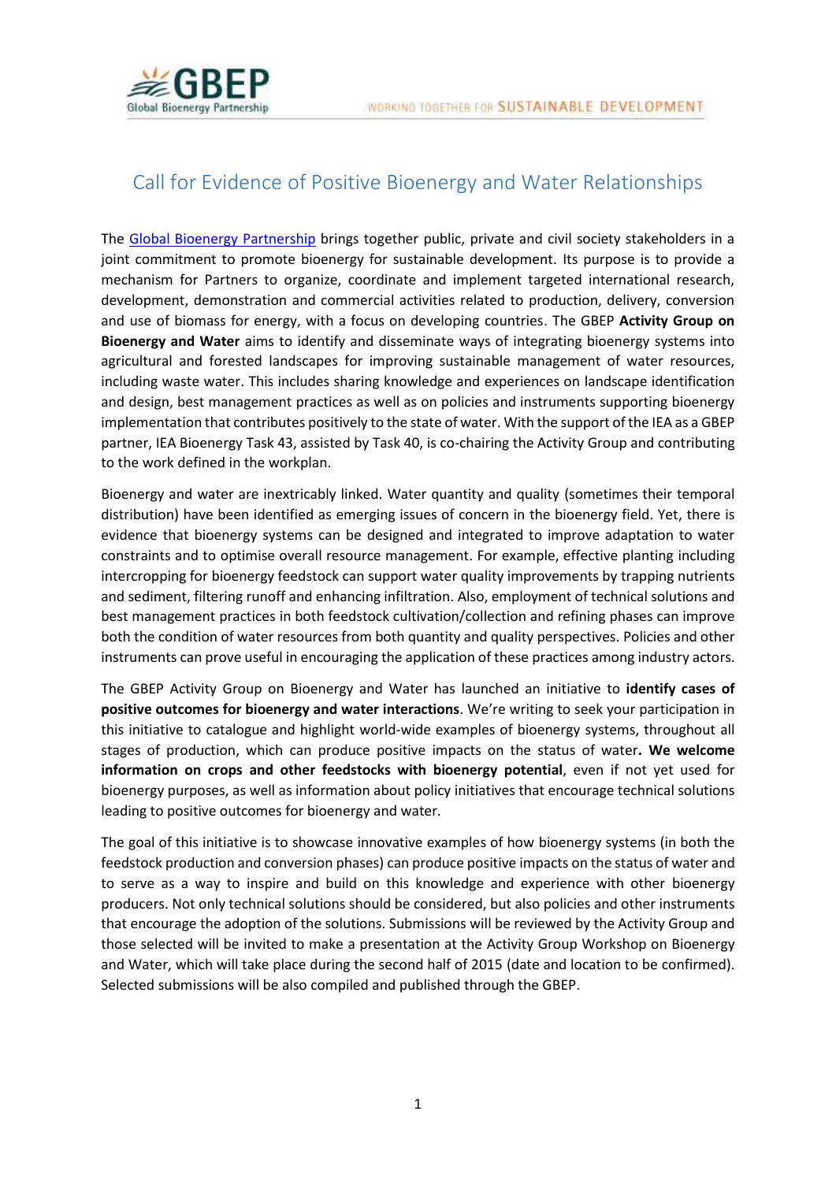# Call for Evidence of Positive Bioenergy and Water Relationships

The [Global Bioenergy Partnership](Global Bioenergy Partnership) brings together public, private and civil society stakeholders in a joint commitment to promote bioenergy for sustainable development. Its purpose is to provide a mechanism for Partners to organize, coordinate and implement targeted international research, development, demonstration and commercial activities related to production, delivery, conversion and use of biomass for energy, with a focus on developing countries. The GBEP **Activity Group on Bioenergy and Water** aims to identify and disseminate ways of integrating bioenergy systems into agricultural and forested landscapes for improving sustainable management of water resources, including waste water. This includes sharing knowledge and experiences on landscape identification and design, best management practices as well as on policies and instruments supporting bioenergy implementation that contributes positively to the state of water. With the support of the IEA as a GBEP partner, IEA Bioenergy Task 43, assisted by Task 40, is co-chairing the Activity Group and contributing to the work defined in the workplan.

Bioenergy and water are inextricably linked. Water quantity and quality (sometimes their temporal distribution) have been identified as emerging issues of concern in the bioenergy field. Yet, there is evidence that bioenergy systems can be designed and integrated to improve adaptation to water constraints and to optimise overall resource management. For example, effective planting including intercropping for bioenergy feedstock can support water quality improvements by trapping nutrients and sediment, filtering runoff and enhancing infiltration. Also, employment of technical solutions and best management practices in both feedstock cultivation/collection and refining phases can improve both the condition of water resources from both quantity and quality perspectives. Policies and other instruments can prove useful in encouraging the application of these practices among industry actors.

The GBEP Activity Group on Bioenergy and Water has launched an initiative to **identify cases of positive outcomes for bioenergy and water interactions**. We're writing to seek your participation in this initiative to catalogue and highlight world-wide examples of bioenergy systems, throughout all stages of production, which can produce positive impacts on the status of water**. We welcome information on crops and other feedstocks with bioenergy potential**, even if not yet used for bioenergy purposes, as well as information about policy initiatives that encourage technical solutions leading to positive outcomes for bioenergy and water.

The goal of this initiative is to showcase innovative examples of how bioenergy systems (in both the feedstock production and conversion phases) can produce positive impacts on the status of water and to serve as a way to inspire and build on this knowledge and experience with other bioenergy producers. Not only technical solutions should be considered, but also policies and other instruments that encourage the adoption of the solutions. Submissions will be reviewed by the Activity Group and those selected will be invited to make a presentation at the Activity Group Workshop on Bioenergy and Water, which will take place during the second half of 2015 (date and location to be confirmed). Selected submissions will be also compiled and published through the GBEP.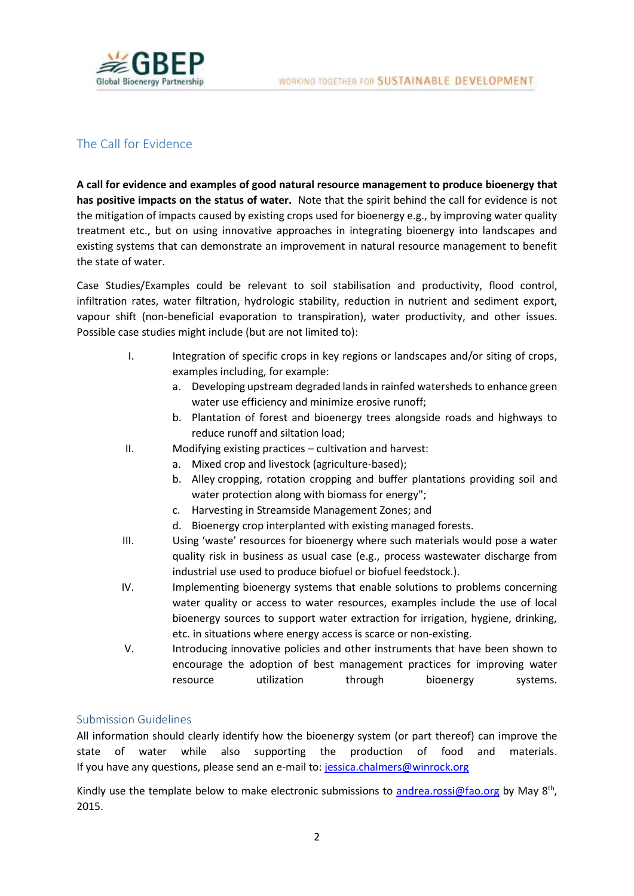## The Call for Evidence

**A call for evidence and examples of good natural resource management to produce bioenergy that has positive impacts on the status of water.** Note that the spirit behind the call for evidence is not the mitigation of impacts caused by existing crops used for bioenergy e.g., by improving water quality treatment etc., but on using innovative approaches in integrating bioenergy into landscapes and existing systems that can demonstrate an improvement in natural resource management to benefit the state of water.

Case Studies/Examples could be relevant to soil stabilisation and productivity, flood control, infiltration rates, water filtration, hydrologic stability, reduction in nutrient and sediment export, vapour shift (non-beneficial evaporation to transpiration), water productivity, and other issues. Possible case studies might include (but are not limited to):

I. Integration of specific crops in key regions or landscapes and/or siting of crops, examples including, for example:
   a. Developing upstream degraded lands in rainfed watersheds to enhance green water use efficiency and minimize erosive runoff;
   b. Plantation of forest and bioenergy trees alongside roads and highways to reduce runoff and siltation load;

II. Modifying existing practices – cultivation and harvest:
   a. Mixed crop and livestock (agriculture-based);
   b. Alley cropping, rotation cropping and buffer plantations providing soil and water protection along with biomass for energy";
   c. Harvesting in Streamside Management Zones; and
   d. Bioenergy crop interplanted with existing managed forests.

III. Using 'waste' resources for bioenergy where such materials would pose a water quality risk in business as usual case (e.g., process wastewater discharge from industrial use used to produce biofuel or biofuel feedstock.).

IV. Implementing bioenergy systems that enable solutions to problems concerning water quality or access to water resources, examples include the use of local bioenergy sources to support water extraction for irrigation, hygiene, drinking, etc. in situations where energy access is scarce or non-existing.

V. Introducing innovative policies and other instruments that have been shown to encourage the adoption of best management practices for improving water resource utilization through bioenergy systems.

### Submission Guidelines

All information should clearly identify how the bioenergy system (or part thereof) can improve the state of water while also supporting the production of food and materials. If you have any questions, please send an e-mail to: jessica.chalmers@winrock.org

Kindly use the template below to make electronic submissions to andrea.rossi@fao.org by May 8th, 2015.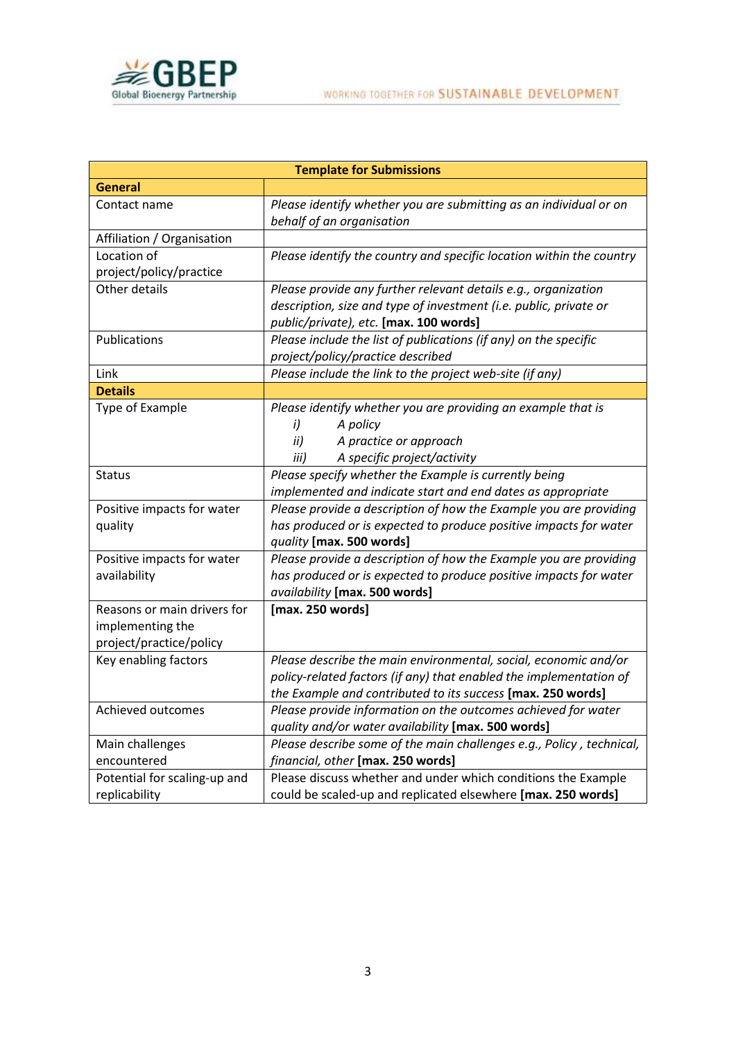| Template for Submissions | |
|---|---|
| **General** | |
| Contact name | *Please identify whether you are submitting as an individual or on behalf of an organisation* |
| Affiliation / Organisation | |
| Location of project/policy/practice | *Please identify the country and specific location within the country* |
| Other details | *Please provide any further relevant details e.g., organization description, size and type of investment (i.e. public, private or public/private), etc.* **[max. 100 words]** |
| Publications | *Please include the list of publications (if any) on the specific project/policy/practice described* |
| Link | *Please include the link to the project web-site (if any)* |
| **Details** | |
| Type of Example | *Please identify whether you are providing an example that is*<br>*i) A policy*<br>*ii) A practice or approach*<br>*iii) A specific project/activity* |
| Status | *Please specify whether the Example is currently being implemented and indicate start and end dates as appropriate* |
| Positive impacts for water quality | *Please provide a description of how the Example you are providing has produced or is expected to produce positive impacts for water quality* **[max. 500 words]** |
| Positive impacts for water availability | *Please provide a description of how the Example you are providing has produced or is expected to produce positive impacts for water availability* **[max. 500 words]** |
| Reasons or main drivers for implementing the project/practice/policy | **[max. 250 words]** |
| Key enabling factors | *Please describe the main environmental, social, economic and/or policy-related factors (if any) that enabled the implementation of the Example and contributed to its success* **[max. 250 words]** |
| Achieved outcomes | *Please provide information on the outcomes achieved for water quality and/or water availability* **[max. 500 words]** |
| Main challenges encountered | *Please describe some of the main challenges e.g., Policy , technical, financial, other* **[max. 250 words]** |
| Potential for scaling-up and replicability | Please discuss whether and under which conditions the Example could be scaled-up and replicated elsewhere **[max. 250 words]** |